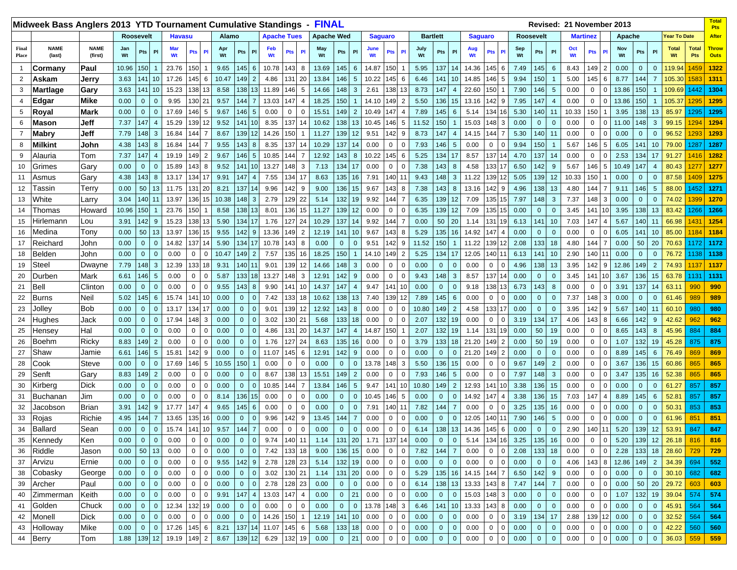# Midweek Bass Anglers 2013 YTD Tournament Cumulative Standings - FINAL

Revised: 21 November 2013

| | | | Roosevelt | | | Havasu | | | Alamo | | | Apache Tues | | | Apache Wed | | | Saguaro | | | Bartlett | | | Saguaro | | | Roosevelt | | | Martinez | | | Apache | | | Year To Date | | Total Pts After |
|---|---|---|---|---|---|---|---|---|---|---|---|---|---|---|---|---|---|---|---|---|---|---|---|---|---|---|---|---|---|---|---|---|---|---|---|---|---|---|
| Final Place | NAME (last) | NAME (first) | Jan Wt | Pts | Pl | Mar Wt | Pts | Pl | Apr Wt | Pts | Pl | Feb Wt | Pts | Pl | May Wt | Pts | Pl | June Wt | Pts | Pl | July Wt | Pts | Pl | Aug Wt | Pts | Pl | Sep Wt | Pts | Pl | Oct Wt | Pts | Pl | Nov Wt | Pts | Pl | Total Wt | Total Pts | Throw Outs |
| 1 | **Cormany** | **Paul** | 10.96 | 150 | 1 | 23.76 | 150 | 1 | 9.65 | 145 | 6 | 10.78 | 143 | 8 | 13.69 | 145 | 6 | 14.87 | 150 | 1 | 5.95 | 137 | 14 | 14.36 | 145 | 6 | 7.49 | 145 | 6 | 8.43 | 149 | 2 | 0.00 | 0 | 0 | 119.94 | 1459 | 1322 |
| 2 | **Askam** | **Jerry** | 3.63 | 141 | 10 | 17.26 | 145 | 6 | 10.47 | 149 | 2 | 4.86 | 131 | 20 | 13.84 | 146 | 5 | 10.22 | 145 | 6 | 6.46 | 141 | 10 | 14.85 | 146 | 5 | 9.94 | 150 | 1 | 5.00 | 145 | 6 | 8.77 | 144 | 7 | 105.30 | 1583 | 1311 |
| 3 | **Martlage** | **Gary** | 3.63 | 141 | 10 | 15.23 | 138 | 13 | 8.58 | 138 | 13 | 11.89 | 146 | 5 | 14.66 | 148 | 3 | 2.61 | 138 | 13 | 8.73 | 147 | 4 | 22.60 | 150 | 1 | 7.90 | 146 | 5 | 0.00 | 0 | 0 | 13.86 | 150 | 1 | 109.69 | 1442 | 1304 |
| 4 | **Edgar** | **Mike** | 0.00 | 0 | 0 | 9.95 | 130 | 21 | 9.57 | 144 | 7 | 13.03 | 147 | 4 | 18.25 | 150 | 1 | 14.10 | 149 | 2 | 5.50 | 136 | 15 | 13.16 | 142 | 9 | 7.95 | 147 | 4 | 0.00 | 0 | 0 | 13.86 | 150 | 1 | 105.37 | 1295 | 1295 |
| 5 | **Royal** | **Mark** | 0.00 | 0 | 0 | 17.69 | 146 | 5 | 9.67 | 146 | 5 | 0.00 | 0 | 0 | 15.51 | 149 | 2 | 10.49 | 147 | 4 | 7.89 | 145 | 6 | 5.14 | 134 | 16 | 5.30 | 140 | 11 | 10.33 | 150 | 1 | 3.95 | 138 | 13 | 85.97 | 1295 | 1295 |
| 6 | **Mason** | **Jeff** | 7.37 | 147 | 4 | 15.29 | 139 | 12 | 9.52 | 141 | 10 | 8.35 | 137 | 14 | 10.62 | 138 | 13 | 10.45 | 146 | 5 | 11.52 | 150 | 1 | 15.03 | 148 | 3 | 0.00 | 0 | 0 | 0.00 | 0 | 0 | 11.00 | 148 | 3 | 99.15 | 1294 | 1294 |
| 7 | **Mabry** | **Jeff** | 7.79 | 148 | 3 | 16.84 | 144 | 7 | 8.67 | 139 | 12 | 14.26 | 150 | 1 | 11.27 | 139 | 12 | 9.51 | 142 | 9 | 8.73 | 147 | 4 | 14.15 | 144 | 7 | 5.30 | 140 | 11 | 0.00 | 0 | 0 | 0.00 | 0 | 0 | 96.52 | 1293 | 1293 |
| 8 | **Milkint** | **John** | 4.38 | 143 | 8 | 16.84 | 144 | 7 | 9.55 | 143 | 8 | 8.35 | 137 | 14 | 10.29 | 137 | 14 | 0.00 | 0 | 0 | 7.93 | 146 | 5 | 0.00 | 0 | 0 | 9.94 | 150 | 1 | 5.67 | 146 | 5 | 6.05 | 141 | 10 | 79.00 | 1287 | 1287 |
| 9 | Alauria | Tom | 7.37 | 147 | 4 | 19.19 | 149 | 2 | 9.67 | 146 | 5 | 10.85 | 144 | 7 | 12.92 | 143 | 8 | 10.22 | 145 | 6 | 5.25 | 134 | 17 | 8.57 | 137 | 14 | 4.70 | 137 | 14 | 0.00 | 0 | 0 | 2.53 | 134 | 17 | 91.27 | 1416 | 1282 |
| 10 | Grimes | Gary | 0.00 | 0 | 0 | 15.89 | 143 | 8 | 9.52 | 141 | 10 | 13.27 | 148 | 3 | 7.13 | 134 | 17 | 0.00 | 0 | 0 | 7.38 | 143 | 8 | 4.58 | 133 | 17 | 6.50 | 142 | 9 | 5.67 | 146 | 5 | 10.49 | 147 | 4 | 80.43 | 1277 | 1277 |
| 11 | Asmus | Gary | 4.38 | 143 | 8 | 13.17 | 134 | 17 | 9.91 | 147 | 4 | 7.55 | 134 | 17 | 8.63 | 135 | 16 | 7.91 | 140 | 11 | 9.43 | 148 | 3 | 11.22 | 139 | 12 | 5.05 | 139 | 12 | 10.33 | 150 | 1 | 0.00 | 0 | 0 | 87.58 | 1409 | 1275 |
| 12 | Tassin | Terry | 0.00 | 50 | 13 | 11.75 | 131 | 20 | 8.21 | 137 | 14 | 9.96 | 142 | 9 | 9.00 | 136 | 15 | 9.67 | 143 | 8 | 7.38 | 143 | 8 | 13.16 | 142 | 9 | 4.96 | 138 | 13 | 4.80 | 144 | 7 | 9.11 | 146 | 5 | 88.00 | 1452 | 1271 |
| 13 | White | Larry | 3.04 | 140 | 11 | 13.97 | 136 | 15 | 10.38 | 148 | 3 | 2.79 | 129 | 22 | 5.14 | 132 | 19 | 9.92 | 144 | 7 | 6.35 | 139 | 12 | 7.09 | 135 | 15 | 7.97 | 148 | 3 | 7.37 | 148 | 3 | 0.00 | 0 | 0 | 74.02 | 1399 | 1270 |
| 14 | Thomas | Howard | 10.96 | 150 | 1 | 23.76 | 150 | 1 | 8.58 | 138 | 13 | 8.01 | 136 | 15 | 11.27 | 139 | 12 | 0.00 | 0 | 0 | 6.35 | 139 | 12 | 7.09 | 135 | 15 | 0.00 | 0 | 0 | 3.45 | 141 | 10 | 3.95 | 138 | 13 | 83.42 | 1266 | 1266 |
| 15 | Hirlemann | Lou | 3.91 | 142 | 9 | 15.23 | 138 | 13 | 5.90 | 134 | 17 | 1.76 | 127 | 24 | 10.29 | 137 | 14 | 9.92 | 144 | 7 | 0.00 | 50 | 20 | 1.14 | 131 | 19 | 6.13 | 141 | 10 | 7.03 | 147 | 4 | 5.67 | 140 | 11 | 66.98 | 1431 | 1254 |
| 16 | Medina | Tony | 0.00 | 50 | 13 | 13.97 | 136 | 15 | 9.55 | 142 | 9 | 13.36 | 149 | 2 | 12.19 | 141 | 10 | 9.67 | 143 | 8 | 5.29 | 135 | 16 | 14.92 | 147 | 4 | 0.00 | 0 | 0 | 0.00 | 0 | 0 | 6.05 | 141 | 10 | 85.00 | 1184 | 1184 |
| 17 | Reichard | John | 0.00 | 0 | 0 | 14.82 | 137 | 14 | 5.90 | 134 | 17 | 10.78 | 143 | 8 | 0.00 | 0 | 0 | 9.51 | 142 | 9 | 11.52 | 150 | 1 | 11.22 | 139 | 12 | 2.08 | 133 | 18 | 4.80 | 144 | 7 | 0.00 | 50 | 20 | 70.63 | 1172 | 1172 |
| 18 | Belden | John | 0.00 | 0 | 0 | 0.00 | 0 | 0 | 10.47 | 149 | 2 | 7.57 | 135 | 16 | 18.25 | 150 | 1 | 14.10 | 149 | 2 | 5.25 | 134 | 17 | 12.05 | 140 | 11 | 6.13 | 141 | 10 | 2.90 | 140 | 11 | 0.00 | 0 | 0 | 76.72 | 1138 | 1138 |
| 19 | Steel | Dwayne | 7.79 | 148 | 3 | 12.39 | 133 | 18 | 9.31 | 140 | 11 | 9.01 | 139 | 12 | 14.66 | 148 | 3 | 0.00 | 0 | 0 | 0.00 | 0 | 0 | 0.00 | 0 | 0 | 4.96 | 138 | 13 | 3.95 | 142 | 9 | 12.86 | 149 | 2 | 74.93 | 1137 | 1137 |
| 20 | Durben | Mark | 6.61 | 146 | 5 | 0.00 | 0 | 0 | 5.87 | 133 | 18 | 13.27 | 148 | 3 | 12.91 | 142 | 9 | 0.00 | 0 | 0 | 9.43 | 148 | 3 | 8.57 | 137 | 14 | 0.00 | 0 | 0 | 3.45 | 141 | 10 | 3.67 | 136 | 15 | 63.78 | 1131 | 1131 |
| 21 | Bell | Clinton | 0.00 | 0 | 0 | 0.00 | 0 | 0 | 9.55 | 143 | 8 | 9.90 | 141 | 10 | 14.37 | 147 | 4 | 9.47 | 141 | 10 | 0.00 | 0 | 0 | 9.18 | 138 | 13 | 6.73 | 143 | 8 | 0.00 | 0 | 0 | 3.91 | 137 | 14 | 63.11 | 990 | 990 |
| 22 | Burns | Neil | 5.02 | 145 | 6 | 15.74 | 141 | 10 | 0.00 | 0 | 0 | 7.42 | 133 | 18 | 10.62 | 138 | 13 | 7.40 | 139 | 12 | 7.89 | 145 | 6 | 0.00 | 0 | 0 | 0.00 | 0 | 0 | 7.37 | 148 | 3 | 0.00 | 0 | 0 | 61.46 | 989 | 989 |
| 23 | Jolley | Bob | 0.00 | 0 | 0 | 13.17 | 134 | 17 | 0.00 | 0 | 0 | 9.01 | 139 | 12 | 12.92 | 143 | 8 | 0.00 | 0 | 0 | 10.80 | 149 | 2 | 4.58 | 133 | 17 | 0.00 | 0 | 0 | 3.95 | 142 | 9 | 5.67 | 140 | 11 | 60.10 | 980 | 980 |
| 24 | Hughes | Jack | 0.00 | 0 | 0 | 17.94 | 148 | 3 | 0.00 | 0 | 0 | 3.02 | 130 | 21 | 5.68 | 133 | 18 | 0.00 | 0 | 0 | 2.07 | 132 | 19 | 0.00 | 0 | 0 | 3.19 | 134 | 17 | 4.06 | 143 | 8 | 6.66 | 142 | 9 | 42.62 | 962 | 962 |
| 25 | Hensey | Hal | 0.00 | 0 | 0 | 0.00 | 0 | 0 | 0.00 | 0 | 0 | 4.86 | 131 | 20 | 14.37 | 147 | 4 | 14.87 | 150 | 1 | 2.07 | 132 | 19 | 1.14 | 131 | 19 | 0.00 | 50 | 19 | 0.00 | 0 | 0 | 8.65 | 143 | 8 | 45.96 | 884 | 884 |
| 26 | Boehm | Ricky | 8.83 | 149 | 2 | 0.00 | 0 | 0 | 0.00 | 0 | 0 | 1.76 | 127 | 24 | 8.63 | 135 | 16 | 0.00 | 0 | 0 | 3.79 | 133 | 18 | 21.20 | 149 | 2 | 0.00 | 50 | 19 | 0.00 | 0 | 0 | 1.07 | 132 | 19 | 45.28 | 875 | 875 |
| 27 | Shaw | Jamie | 6.61 | 146 | 5 | 15.81 | 142 | 9 | 0.00 | 0 | 0 | 11.07 | 145 | 6 | 12.91 | 142 | 9 | 0.00 | 0 | 0 | 0.00 | 0 | 0 | 21.20 | 149 | 2 | 0.00 | 0 | 0 | 0.00 | 0 | 0 | 8.89 | 145 | 6 | 76.49 | 869 | 869 |
| 28 | Cook | Steve | 0.00 | 0 | 0 | 17.69 | 146 | 5 | 10.55 | 150 | 1 | 0.00 | 0 | 0 | 0.00 | 0 | 0 | 13.78 | 148 | 3 | 5.50 | 136 | 15 | 0.00 | 0 | 0 | 9.67 | 149 | 2 | 0.00 | 0 | 0 | 3.67 | 136 | 15 | 60.86 | 865 | 865 |
| 29 | Senft | Gary | 8.83 | 149 | 2 | 0.00 | 0 | 0 | 0.00 | 0 | 0 | 8.67 | 138 | 13 | 15.51 | 149 | 2 | 0.00 | 0 | 0 | 7.93 | 146 | 5 | 0.00 | 0 | 0 | 7.97 | 148 | 3 | 0.00 | 0 | 0 | 3.47 | 135 | 16 | 52.38 | 865 | 865 |
| 30 | Kirberg | Dick | 0.00 | 0 | 0 | 0.00 | 0 | 0 | 0.00 | 0 | 0 | 10.85 | 144 | 7 | 13.84 | 146 | 5 | 9.47 | 141 | 10 | 10.80 | 149 | 2 | 12.93 | 141 | 10 | 3.38 | 136 | 15 | 0.00 | 0 | 0 | 0.00 | 0 | 0 | 61.27 | 857 | 857 |
| 31 | Buchanan | Jim | 0.00 | 0 | 0 | 0.00 | 0 | 0 | 8.14 | 136 | 15 | 0.00 | 0 | 0 | 0.00 | 0 | 0 | 10.45 | 146 | 5 | 0.00 | 0 | 0 | 14.92 | 147 | 4 | 3.38 | 136 | 15 | 7.03 | 147 | 4 | 8.89 | 145 | 6 | 52.81 | 857 | 857 |
| 32 | Jacobson | Brian | 3.91 | 142 | 9 | 17.77 | 147 | 4 | 9.65 | 145 | 6 | 0.00 | 0 | 0 | 0.00 | 0 | 0 | 7.91 | 140 | 11 | 7.82 | 144 | 7 | 0.00 | 0 | 0 | 3.25 | 135 | 16 | 0.00 | 0 | 0 | 0.00 | 0 | 0 | 50.31 | 853 | 853 |
| 33 | Rojas | Richie | 4.95 | 144 | 7 | 13.65 | 135 | 16 | 0.00 | 0 | 0 | 9.96 | 142 | 9 | 13.45 | 144 | 7 | 0.00 | 0 | 0 | 0.00 | 0 | 0 | 12.05 | 140 | 11 | 7.90 | 146 | 5 | 0.00 | 0 | 0 | 0.00 | 0 | 0 | 61.96 | 851 | 851 |
| 34 | Ballard | Sean | 0.00 | 0 | 0 | 15.74 | 141 | 10 | 9.57 | 144 | 7 | 0.00 | 0 | 0 | 0.00 | 0 | 0 | 0.00 | 0 | 0 | 6.14 | 138 | 13 | 14.36 | 145 | 6 | 0.00 | 0 | 0 | 2.90 | 140 | 11 | 5.20 | 139 | 12 | 53.91 | 847 | 847 |
| 35 | Kennedy | Ken | 0.00 | 0 | 0 | 0.00 | 0 | 0 | 0.00 | 0 | 0 | 9.74 | 140 | 11 | 1.14 | 131 | 20 | 1.71 | 137 | 14 | 0.00 | 0 | 0 | 5.14 | 134 | 16 | 3.25 | 135 | 16 | 0.00 | 0 | 0 | 5.20 | 139 | 12 | 26.18 | 816 | 816 |
| 36 | Riddle | Jason | 0.00 | 50 | 13 | 0.00 | 0 | 0 | 0.00 | 0 | 0 | 7.42 | 133 | 18 | 9.00 | 136 | 15 | 0.00 | 0 | 0 | 7.82 | 144 | 7 | 0.00 | 0 | 0 | 2.08 | 133 | 18 | 0.00 | 0 | 0 | 2.28 | 133 | 18 | 28.60 | 729 | 729 |
| 37 | Arvizu | Ernie | 0.00 | 0 | 0 | 0.00 | 0 | 0 | 9.55 | 142 | 9 | 2.78 | 128 | 23 | 5.14 | 132 | 19 | 0.00 | 0 | 0 | 0.00 | 0 | 0 | 0.00 | 0 | 0 | 0.00 | 0 | 0 | 4.06 | 143 | 8 | 12.86 | 149 | 2 | 34.39 | 694 | 552 |
| 38 | Cobasky | George | 0.00 | 0 | 0 | 0.00 | 0 | 0 | 0.00 | 0 | 0 | 3.02 | 130 | 21 | 1.14 | 131 | 20 | 0.00 | 0 | 0 | 5.29 | 135 | 16 | 14.15 | 144 | 7 | 6.50 | 142 | 9 | 0.00 | 0 | 0 | 0.00 | 0 | 0 | 30.10 | 682 | 682 |
| 39 | Archer | Paul | 0.00 | 0 | 0 | 0.00 | 0 | 0 | 0.00 | 0 | 0 | 2.78 | 128 | 23 | 0.00 | 0 | 0 | 0.00 | 0 | 0 | 6.14 | 138 | 13 | 13.33 | 143 | 8 | 7.47 | 144 | 7 | 0.00 | 0 | 0 | 0.00 | 50 | 20 | 29.72 | 603 | 603 |
| 40 | Zimmerman | Keith | 0.00 | 0 | 0 | 0.00 | 0 | 0 | 9.91 | 147 | 4 | 13.03 | 147 | 4 | 0.00 | 0 | 21 | 0.00 | 0 | 0 | 0.00 | 0 | 0 | 15.03 | 148 | 3 | 0.00 | 0 | 0 | 0.00 | 0 | 0 | 1.07 | 132 | 19 | 39.04 | 574 | 574 |
| 41 | Golden | Chuck | 0.00 | 0 | 0 | 12.34 | 132 | 19 | 0.00 | 0 | 0 | 0.00 | 0 | 0 | 0.00 | 0 | 0 | 13.78 | 148 | 3 | 6.46 | 141 | 10 | 13.33 | 143 | 8 | 0.00 | 0 | 0 | 0.00 | 0 | 0 | 0.00 | 0 | 0 | 45.91 | 564 | 564 |
| 42 | Monell | Dick | 0.00 | 0 | 0 | 0.00 | 0 | 0 | 0.00 | 0 | 0 | 14.26 | 150 | 1 | 12.19 | 141 | 10 | 0.00 | 0 | 0 | 0.00 | 0 | 0 | 0.00 | 0 | 0 | 3.19 | 134 | 17 | 2.88 | 139 | 12 | 0.00 | 0 | 0 | 32.52 | 564 | 564 |
| 43 | Holloway | Mike | 0.00 | 0 | 0 | 17.26 | 145 | 6 | 8.21 | 137 | 14 | 11.07 | 145 | 6 | 5.68 | 133 | 18 | 0.00 | 0 | 0 | 0.00 | 0 | 0 | 0.00 | 0 | 0 | 0.00 | 0 | 0 | 0.00 | 0 | 0 | 0.00 | 0 | 0 | 42.22 | 560 | 560 |
| 44 | Berry | Tom | 1.88 | 139 | 12 | 19.19 | 149 | 2 | 8.67 | 139 | 12 | 6.29 | 132 | 19 | 0.00 | 0 | 21 | 0.00 | 0 | 0 | 0.00 | 0 | 0 | 0.00 | 0 | 0 | 0.00 | 0 | 0 | 0.00 | 0 | 0 | 0.00 | 0 | 0 | 36.03 | 559 | 559 |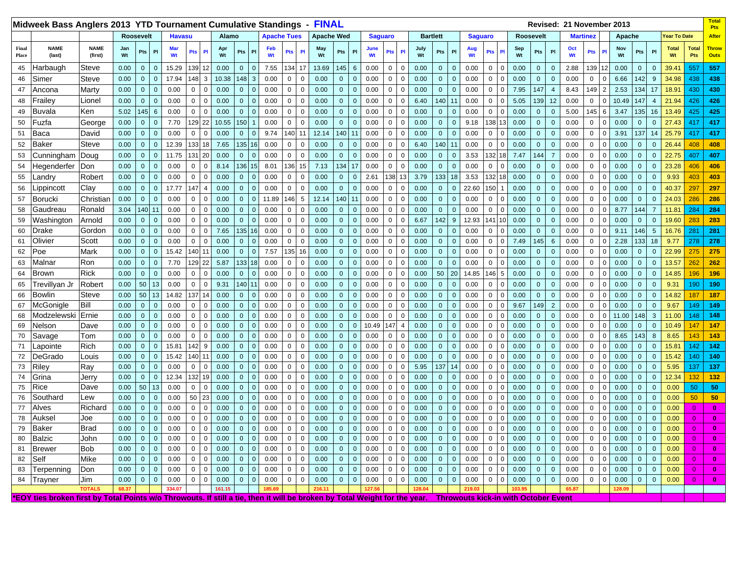# Midweek Bass Anglers 2013 YTD Tournament Cumulative Standings - FINAL

Revised: 21 November 2013

| | | | Roosevelt | | | Havasu | | | Alamo | | | Apache Tues | | | Apache Wed | | | Saguaro | | | Bartlett | | | Saguaro | | | Roosevelt | | | Martinez | | | Apache | | | Year To Date | | Total Pts |
|---|---|---|---|---|---|---|---|---|---|---|---|---|---|---|---|---|---|---|---|---|---|---|---|---|---|---|---|---|---|---|---|---|---|---|---|---|---|---|
| Final Place | NAME (last) | NAME (first) | Jan Wt | Pts | Pl | Mar Wt | Pts | Pl | Apr Wt | Pts | Pl | Feb Wt | Pts | Pl | May Wt | Pts | Pl | June Wt | Pts | Pl | July Wt | Pts | Pl | Aug Wt | Pts | Pl | Sep Wt | Pts | Pl | Oct Wt | Pts | Pl | Nov Wt | Pts | Pl | Total Wt | Total Pts | After Throw Outs |
| 45 | Harbaugh | Steve | 0.00 | 0 | 0 | 15.29 | 139 | 12 | 0.00 | 0 | 0 | 7.55 | 134 | 17 | 13.69 | 145 | 6 | 0.00 | 0 | 0 | 0.00 | 0 | 0 | 0.00 | 0 | 0 | 0.00 | 0 | 0 | 2.88 | 139 | 12 | 0.00 | 0 | 0 | 39.41 | 557 | 557 |
| 46 | Simer | Steve | 0.00 | 0 | 0 | 17.94 | 148 | 3 | 10.38 | 148 | 3 | 0.00 | 0 | 0 | 0.00 | 0 | 0 | 0.00 | 0 | 0 | 0.00 | 0 | 0 | 0.00 | 0 | 0 | 0.00 | 0 | 0 | 0.00 | 0 | 0 | 6.66 | 142 | 9 | 34.98 | 438 | 438 |
| 47 | Ancona | Marty | 0.00 | 0 | 0 | 0.00 | 0 | 0 | 0.00 | 0 | 0 | 0.00 | 0 | 0 | 0.00 | 0 | 0 | 0.00 | 0 | 0 | 0.00 | 0 | 0 | 0.00 | 0 | 0 | 7.95 | 147 | 4 | 8.43 | 149 | 2 | 2.53 | 134 | 17 | 18.91 | 430 | 430 |
| 48 | Frailey | Lionel | 0.00 | 0 | 0 | 0.00 | 0 | 0 | 0.00 | 0 | 0 | 0.00 | 0 | 0 | 0.00 | 0 | 0 | 0.00 | 0 | 0 | 6.40 | 140 | 11 | 0.00 | 0 | 0 | 5.05 | 139 | 12 | 0.00 | 0 | 0 | 10.49 | 147 | 4 | 21.94 | 426 | 426 |
| 49 | Buvala | Ken | 5.02 | 145 | 6 | 0.00 | 0 | 0 | 0.00 | 0 | 0 | 0.00 | 0 | 0 | 0.00 | 0 | 0 | 0.00 | 0 | 0 | 0.00 | 0 | 0 | 0.00 | 0 | 0 | 0.00 | 0 | 0 | 5.00 | 145 | 6 | 3.47 | 135 | 16 | 13.49 | 425 | 425 |
| 50 | Fuzfa | George | 0.00 | 0 | 0 | 7.70 | 129 | 22 | 10.55 | 150 | 1 | 0.00 | 0 | 0 | 0.00 | 0 | 0 | 0.00 | 0 | 0 | 0.00 | 0 | 0 | 9.18 | 138 | 13 | 0.00 | 0 | 0 | 0.00 | 0 | 0 | 0.00 | 0 | 0 | 27.43 | 417 | 417 |
| 51 | Baca | David | 0.00 | 0 | 0 | 0.00 | 0 | 0 | 0.00 | 0 | 0 | 9.74 | 140 | 11 | 12.14 | 140 | 11 | 0.00 | 0 | 0 | 0.00 | 0 | 0 | 0.00 | 0 | 0 | 0.00 | 0 | 0 | 0.00 | 0 | 0 | 3.91 | 137 | 14 | 25.79 | 417 | 417 |
| 52 | Baker | Steve | 0.00 | 0 | 0 | 12.39 | 133 | 18 | 7.65 | 135 | 16 | 0.00 | 0 | 0 | 0.00 | 0 | 0 | 0.00 | 0 | 0 | 6.40 | 140 | 11 | 0.00 | 0 | 0 | 0.00 | 0 | 0 | 0.00 | 0 | 0 | 0.00 | 0 | 0 | 26.44 | 408 | 408 |
| 53 | Cunningham | Doug | 0.00 | 0 | 0 | 11.75 | 131 | 20 | 0.00 | 0 | 0 | 0.00 | 0 | 0 | 0.00 | 0 | 0 | 0.00 | 0 | 0 | 0.00 | 0 | 0 | 3.53 | 132 | 18 | 7.47 | 144 | 7 | 0.00 | 0 | 0 | 0.00 | 0 | 0 | 22.75 | 407 | 407 |
| 54 | Hegenderfer | Don | 0.00 | 0 | 0 | 0.00 | 0 | 0 | 8.14 | 136 | 15 | 8.01 | 136 | 15 | 7.13 | 134 | 17 | 0.00 | 0 | 0 | 0.00 | 0 | 0 | 0.00 | 0 | 0 | 0.00 | 0 | 0 | 0.00 | 0 | 0 | 0.00 | 0 | 0 | 23.28 | 406 | 406 |
| 55 | Landry | Robert | 0.00 | 0 | 0 | 0.00 | 0 | 0 | 0.00 | 0 | 0 | 0.00 | 0 | 0 | 0.00 | 0 | 0 | 2.61 | 138 | 13 | 3.79 | 133 | 18 | 3.53 | 132 | 18 | 0.00 | 0 | 0 | 0.00 | 0 | 0 | 0.00 | 0 | 0 | 9.93 | 403 | 403 |
| 56 | Lippincott | Clay | 0.00 | 0 | 0 | 17.77 | 147 | 4 | 0.00 | 0 | 0 | 0.00 | 0 | 0 | 0.00 | 0 | 0 | 0.00 | 0 | 0 | 0.00 | 0 | 0 | 22.60 | 150 | 1 | 0.00 | 0 | 0 | 0.00 | 0 | 0 | 0.00 | 0 | 0 | 40.37 | 297 | 297 |
| 57 | Borucki | Christian | 0.00 | 0 | 0 | 0.00 | 0 | 0 | 0.00 | 0 | 0 | 11.89 | 146 | 5 | 12.14 | 140 | 11 | 0.00 | 0 | 0 | 0.00 | 0 | 0 | 0.00 | 0 | 0 | 0.00 | 0 | 0 | 0.00 | 0 | 0 | 0.00 | 0 | 0 | 24.03 | 286 | 286 |
| 58 | Gaudreau | Ronald | 3.04 | 140 | 11 | 0.00 | 0 | 0 | 0.00 | 0 | 0 | 0.00 | 0 | 0 | 0.00 | 0 | 0 | 0.00 | 0 | 0 | 0.00 | 0 | 0 | 0.00 | 0 | 0 | 0.00 | 0 | 0 | 0.00 | 0 | 0 | 8.77 | 144 | 7 | 11.81 | 284 | 284 |
| 59 | Washington | Arnold | 0.00 | 0 | 0 | 0.00 | 0 | 0 | 0.00 | 0 | 0 | 0.00 | 0 | 0 | 0.00 | 0 | 0 | 0.00 | 0 | 0 | 6.67 | 142 | 9 | 12.93 | 141 | 10 | 0.00 | 0 | 0 | 0.00 | 0 | 0 | 0.00 | 0 | 0 | 19.60 | 283 | 283 |
| 60 | Drake | Gordon | 0.00 | 0 | 0 | 0.00 | 0 | 0 | 7.65 | 135 | 16 | 0.00 | 0 | 0 | 0.00 | 0 | 0 | 0.00 | 0 | 0 | 0.00 | 0 | 0 | 0.00 | 0 | 0 | 0.00 | 0 | 0 | 0.00 | 0 | 0 | 9.11 | 146 | 5 | 16.76 | 281 | 281 |
| 61 | Olivier | Scott | 0.00 | 0 | 0 | 0.00 | 0 | 0 | 0.00 | 0 | 0 | 0.00 | 0 | 0 | 0.00 | 0 | 0 | 0.00 | 0 | 0 | 0.00 | 0 | 0 | 0.00 | 0 | 0 | 7.49 | 145 | 6 | 0.00 | 0 | 0 | 2.28 | 133 | 18 | 9.77 | 278 | 278 |
| 62 | Poe | Mark | 0.00 | 0 | 0 | 15.42 | 140 | 11 | 0.00 | 0 | 0 | 7.57 | 135 | 16 | 0.00 | 0 | 0 | 0.00 | 0 | 0 | 0.00 | 0 | 0 | 0.00 | 0 | 0 | 0.00 | 0 | 0 | 0.00 | 0 | 0 | 0.00 | 0 | 0 | 22.99 | 275 | 275 |
| 63 | Malnar | Ron | 0.00 | 0 | 0 | 7.70 | 129 | 22 | 5.87 | 133 | 18 | 0.00 | 0 | 0 | 0.00 | 0 | 0 | 0.00 | 0 | 0 | 0.00 | 0 | 0 | 0.00 | 0 | 0 | 0.00 | 0 | 0 | 0.00 | 0 | 0 | 0.00 | 0 | 0 | 13.57 | 262 | 262 |
| 64 | Brown | Rick | 0.00 | 0 | 0 | 0.00 | 0 | 0 | 0.00 | 0 | 0 | 0.00 | 0 | 0 | 0.00 | 0 | 0 | 0.00 | 0 | 0 | 0.00 | 50 | 20 | 14.85 | 146 | 5 | 0.00 | 0 | 0 | 0.00 | 0 | 0 | 0.00 | 0 | 0 | 14.85 | 196 | 196 |
| 65 | Trevillyan Jr | Robert | 0.00 | 50 | 13 | 0.00 | 0 | 0 | 9.31 | 140 | 11 | 0.00 | 0 | 0 | 0.00 | 0 | 0 | 0.00 | 0 | 0 | 0.00 | 0 | 0 | 0.00 | 0 | 0 | 0.00 | 0 | 0 | 0.00 | 0 | 0 | 0.00 | 0 | 0 | 9.31 | 190 | 190 |
| 66 | Bowlin | Steve | 0.00 | 50 | 13 | 14.82 | 137 | 14 | 0.00 | 0 | 0 | 0.00 | 0 | 0 | 0.00 | 0 | 0 | 0.00 | 0 | 0 | 0.00 | 0 | 0 | 0.00 | 0 | 0 | 0.00 | 0 | 0 | 0.00 | 0 | 0 | 0.00 | 0 | 0 | 14.82 | 187 | 187 |
| 67 | McGonigle | Bill | 0.00 | 0 | 0 | 0.00 | 0 | 0 | 0.00 | 0 | 0 | 0.00 | 0 | 0 | 0.00 | 0 | 0 | 0.00 | 0 | 0 | 0.00 | 0 | 0 | 0.00 | 0 | 0 | 9.67 | 149 | 2 | 0.00 | 0 | 0 | 0.00 | 0 | 0 | 9.67 | 149 | 149 |
| 68 | Modzelewski | Ernie | 0.00 | 0 | 0 | 0.00 | 0 | 0 | 0.00 | 0 | 0 | 0.00 | 0 | 0 | 0.00 | 0 | 0 | 0.00 | 0 | 0 | 0.00 | 0 | 0 | 0.00 | 0 | 0 | 0.00 | 0 | 0 | 0.00 | 0 | 0 | 11.00 | 148 | 3 | 11.00 | 148 | 148 |
| 69 | Nelson | Dave | 0.00 | 0 | 0 | 0.00 | 0 | 0 | 0.00 | 0 | 0 | 0.00 | 0 | 0 | 0.00 | 0 | 0 | 10.49 | 147 | 4 | 0.00 | 0 | 0 | 0.00 | 0 | 0 | 0.00 | 0 | 0 | 0.00 | 0 | 0 | 0.00 | 0 | 0 | 10.49 | 147 | 147 |
| 70 | Savage | Tom | 0.00 | 0 | 0 | 0.00 | 0 | 0 | 0.00 | 0 | 0 | 0.00 | 0 | 0 | 0.00 | 0 | 0 | 0.00 | 0 | 0 | 0.00 | 0 | 0 | 0.00 | 0 | 0 | 0.00 | 0 | 0 | 0.00 | 0 | 0 | 8.65 | 143 | 8 | 8.65 | 143 | 143 |
| 71 | Lapointe | Rich | 0.00 | 0 | 0 | 15.81 | 142 | 9 | 0.00 | 0 | 0 | 0.00 | 0 | 0 | 0.00 | 0 | 0 | 0.00 | 0 | 0 | 0.00 | 0 | 0 | 0.00 | 0 | 0 | 0.00 | 0 | 0 | 0.00 | 0 | 0 | 0.00 | 0 | 0 | 15.81 | 142 | 142 |
| 72 | DeGrado | Louis | 0.00 | 0 | 0 | 15.42 | 140 | 11 | 0.00 | 0 | 0 | 0.00 | 0 | 0 | 0.00 | 0 | 0 | 0.00 | 0 | 0 | 0.00 | 0 | 0 | 0.00 | 0 | 0 | 0.00 | 0 | 0 | 0.00 | 0 | 0 | 0.00 | 0 | 0 | 15.42 | 140 | 140 |
| 73 | Riley | Ray | 0.00 | 0 | 0 | 0.00 | 0 | 0 | 0.00 | 0 | 0 | 0.00 | 0 | 0 | 0.00 | 0 | 0 | 0.00 | 0 | 0 | 5.95 | 137 | 14 | 0.00 | 0 | 0 | 0.00 | 0 | 0 | 0.00 | 0 | 0 | 0.00 | 0 | 0 | 5.95 | 137 | 137 |
| 74 | Grina | Jerry | 0.00 | 0 | 0 | 12.34 | 132 | 19 | 0.00 | 0 | 0 | 0.00 | 0 | 0 | 0.00 | 0 | 0 | 0.00 | 0 | 0 | 0.00 | 0 | 0 | 0.00 | 0 | 0 | 0.00 | 0 | 0 | 0.00 | 0 | 0 | 0.00 | 0 | 0 | 12.34 | 132 | 132 |
| 75 | Rice | Dave | 0.00 | 50 | 13 | 0.00 | 0 | 0 | 0.00 | 0 | 0 | 0.00 | 0 | 0 | 0.00 | 0 | 0 | 0.00 | 0 | 0 | 0.00 | 0 | 0 | 0.00 | 0 | 0 | 0.00 | 0 | 0 | 0.00 | 0 | 0 | 0.00 | 0 | 0 | 0.00 | 50 | 50 |
| 76 | Southard | Lew | 0.00 | 0 | 0 | 0.00 | 50 | 23 | 0.00 | 0 | 0 | 0.00 | 0 | 0 | 0.00 | 0 | 0 | 0.00 | 0 | 0 | 0.00 | 0 | 0 | 0.00 | 0 | 0 | 0.00 | 0 | 0 | 0.00 | 0 | 0 | 0.00 | 0 | 0 | 0.00 | 50 | 50 |
| 77 | Alves | Richard | 0.00 | 0 | 0 | 0.00 | 0 | 0 | 0.00 | 0 | 0 | 0.00 | 0 | 0 | 0.00 | 0 | 0 | 0.00 | 0 | 0 | 0.00 | 0 | 0 | 0.00 | 0 | 0 | 0.00 | 0 | 0 | 0.00 | 0 | 0 | 0.00 | 0 | 0 | 0.00 | 0 | 0 |
| 78 | Auksel | Joe | 0.00 | 0 | 0 | 0.00 | 0 | 0 | 0.00 | 0 | 0 | 0.00 | 0 | 0 | 0.00 | 0 | 0 | 0.00 | 0 | 0 | 0.00 | 0 | 0 | 0.00 | 0 | 0 | 0.00 | 0 | 0 | 0.00 | 0 | 0 | 0.00 | 0 | 0 | 0.00 | 0 | 0 |
| 79 | Baker | Brad | 0.00 | 0 | 0 | 0.00 | 0 | 0 | 0.00 | 0 | 0 | 0.00 | 0 | 0 | 0.00 | 0 | 0 | 0.00 | 0 | 0 | 0.00 | 0 | 0 | 0.00 | 0 | 0 | 0.00 | 0 | 0 | 0.00 | 0 | 0 | 0.00 | 0 | 0 | 0.00 | 0 | 0 |
| 80 | Balzic | John | 0.00 | 0 | 0 | 0.00 | 0 | 0 | 0.00 | 0 | 0 | 0.00 | 0 | 0 | 0.00 | 0 | 0 | 0.00 | 0 | 0 | 0.00 | 0 | 0 | 0.00 | 0 | 0 | 0.00 | 0 | 0 | 0.00 | 0 | 0 | 0.00 | 0 | 0 | 0.00 | 0 | 0 |
| 81 | Brewer | Bob | 0.00 | 0 | 0 | 0.00 | 0 | 0 | 0.00 | 0 | 0 | 0.00 | 0 | 0 | 0.00 | 0 | 0 | 0.00 | 0 | 0 | 0.00 | 0 | 0 | 0.00 | 0 | 0 | 0.00 | 0 | 0 | 0.00 | 0 | 0 | 0.00 | 0 | 0 | 0.00 | 0 | 0 |
| 82 | Self | Mike | 0.00 | 0 | 0 | 0.00 | 0 | 0 | 0.00 | 0 | 0 | 0.00 | 0 | 0 | 0.00 | 0 | 0 | 0.00 | 0 | 0 | 0.00 | 0 | 0 | 0.00 | 0 | 0 | 0.00 | 0 | 0 | 0.00 | 0 | 0 | 0.00 | 0 | 0 | 0.00 | 0 | 0 |
| 83 | Terpenning | Don | 0.00 | 0 | 0 | 0.00 | 0 | 0 | 0.00 | 0 | 0 | 0.00 | 0 | 0 | 0.00 | 0 | 0 | 0.00 | 0 | 0 | 0.00 | 0 | 0 | 0.00 | 0 | 0 | 0.00 | 0 | 0 | 0.00 | 0 | 0 | 0.00 | 0 | 0 | 0.00 | 0 | 0 |
| 84 | Trayner | Jim | 0.00 | 0 | 0 | 0.00 | 0 | 0 | 0.00 | 0 | 0 | 0.00 | 0 | 0 | 0.00 | 0 | 0 | 0.00 | 0 | 0 | 0.00 | 0 | 0 | 0.00 | 0 | 0 | 0.00 | 0 | 0 | 0.00 | 0 | 0 | 0.00 | 0 | 0 | 0.00 | 0 | 0 |
| | | TOTALS | 68.37 | | | 334.07 | | | 161.15 | | | 185.69 | | | 216.11 | | | 127.56 | | | 128.04 | | | 219.03 | | | 103.95 | | | 65.87 | | | 128.09 | | | | | |

*EOY ties broken first by Total Points w/o Throwouts. If still a tie, then it will be broken by Total Weight for the year. Throwouts kick-in with October Event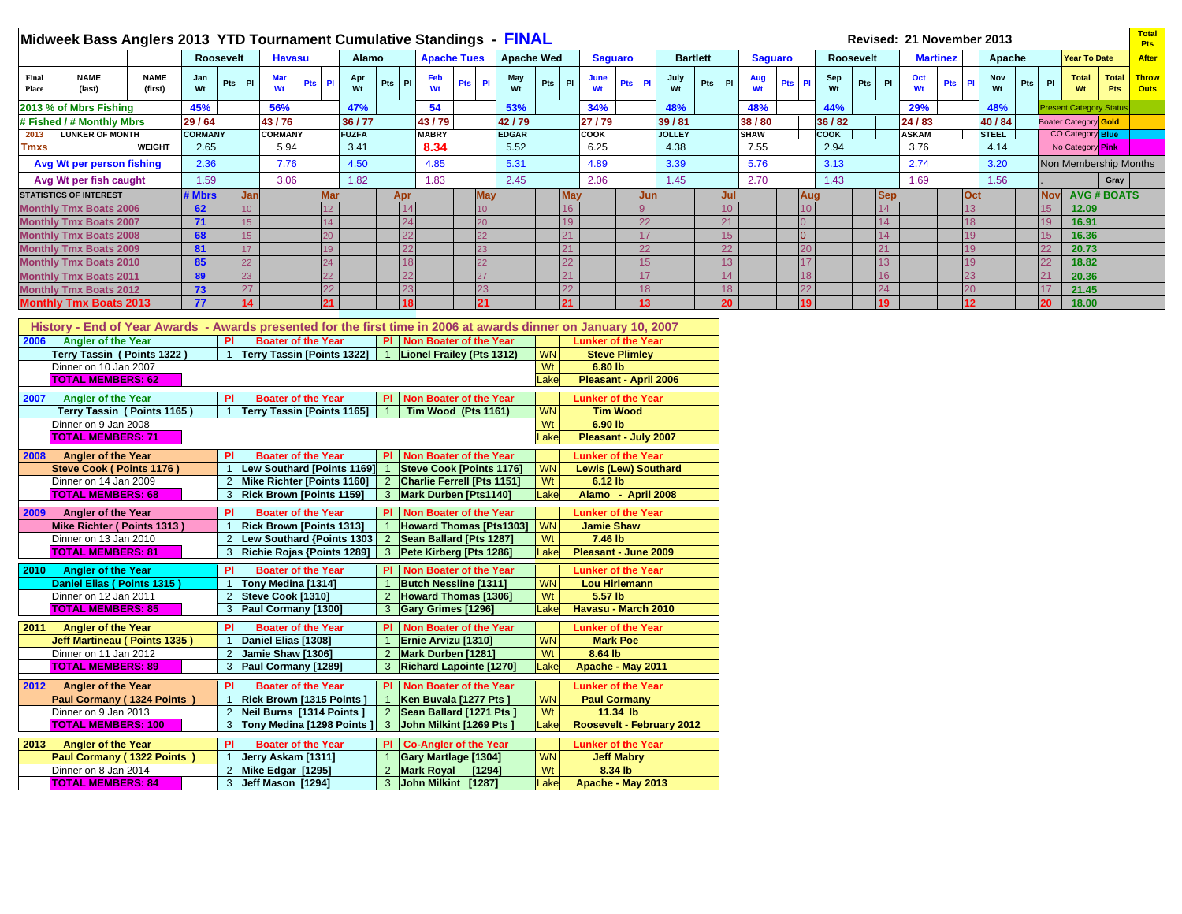# Midweek Bass Anglers 2013 YTD Tournament Cumulative Standings - FINAL

Revised: 21 November 2013

| | | Roosevelt | Havasu | Alamo | Apache Tues | Apache Wed | Saguaro | Bartlett | Saguaro | Roosevelt | Martinez | Apache | Year To Date | | Total Pts After Throw Outs |
|---|---|---|---|---|---|---|---|---|---|---|---|---|---|---|---|
| Final Place | NAME (last) / NAME (first) | Jan Wt | Mar Wt | Apr Wt | Feb Wt | May Wt | June Wt | July Wt | Aug Wt | Sep Wt | Oct Wt | Nov Wt | Total Wt | Total Pts | |
| 2013 % of Mbrs Fishing | | 45% | 56% | 47% | 54 | 53% | 34% | 48% | 48% | 44% | 29% | 48% | Present Category Status | | |
| # Fished / # Monthly Mbrs | | 29 / 64 | 43 / 76 | 36 / 77 | 43 / 79 | 42 / 79 | 27 / 79 | 39 / 81 | 38 / 80 | 36 / 82 | 24 / 83 | 40 / 84 | Boater Category | Gold | |
| 2013 LUNKER OF MONTH | | CORMANY | CORMANY | FUZFA | MABRY | EDGAR | COOK | JOLLEY | SHAW | COOK | ASKAM | STEEL | CO Category | Blue | |
| Tmxs | WEIGHT | 2.65 | 5.94 | 3.41 | 8.34 | 5.52 | 6.25 | 4.38 | 7.55 | 2.94 | 3.76 | 4.14 | No Category | Pink | |
| Avg Wt per person fishing | | 2.36 | 7.76 | 4.50 | 4.85 | 5.31 | 4.89 | 3.39 | 5.76 | 3.13 | 2.74 | 3.20 | Non Membership Months | | |
| Avg Wt per fish caught | | 1.59 | 3.06 | 1.82 | 1.83 | 2.45 | 2.06 | 1.45 | 2.70 | 1.43 | 1.69 | 1.56 | . | Gray | |

| STATISTICS OF INTEREST | # Mbrs | Jan | Mar | Apr | May | May | Jun | Jul | Aug | Sep | Oct | Nov | AVG # BOATS |
|---|---|---|---|---|---|---|---|---|---|---|---|---|---|
| Monthly Tmx Boats 2006 | 62 | 10 | 12 | 14 | 10 | 16 | 9 | 10 | 10 | 14 | 13 | 15 | 12.09 |
| Monthly Tmx Boats 2007 | 71 | 15 | 14 | 24 | 20 | 19 | 22 | 21 | 0 | 14 | 18 | 19 | 16.91 |
| Monthly Tmx Boats 2008 | 68 | 15 | 20 | 22 | 22 | 21 | 17 | 15 | 0 | 14 | 19 | 15 | 16.36 |
| Monthly Tmx Boats 2009 | 81 | 17 | 19 | 22 | 23 | 21 | 22 | 22 | 20 | 21 | 19 | 22 | 20.73 |
| Monthly Tmx Boats 2010 | 85 | 22 | 24 | 18 | 22 | 22 | 15 | 13 | 17 | 13 | 19 | 22 | 18.82 |
| Monthly Tmx Boats 2011 | 89 | 23 | 22 | 22 | 27 | 21 | 17 | 14 | 18 | 16 | 23 | 21 | 20.36 |
| Monthly Tmx Boats 2012 | 73 | 27 | 22 | 23 | 23 | 22 | 18 | 18 | 22 | 24 | 20 | 17 | 21.45 |
| Monthly Tmx Boats 2013 | 77 | 14 | 21 | 18 | 21 | 21 | 13 | 20 | 19 | 19 | 12 | 20 | 18.00 |

## History - End of Year Awards - Awards presented for the first time in 2006 at awards dinner on January 10, 2007

| Year | Angler of the Year | Pl | Boater of the Year | Pl | Non Boater of the Year | | Lunker of the Year |
|---|---|---|---|---|---|---|---|
| 2006 | Terry Tassin ( Points 1322 ) | 1 | Terry Tassin [Points 1322] | 1 | Lionel Frailey (Pts 1312) | WN | Steve Plimley |
| | Dinner on 10 Jan 2007 | | | | | Wt | 6.80 lb |
| | TOTAL MEMBERS: 62 | | | | | Lake | Pleasant - April 2006 |
| 2007 | Terry Tassin ( Points 1165 ) | 1 | Terry Tassin [Points 1165] | 1 | Tim Wood (Pts 1161) | WN | Tim Wood |
| | Dinner on 9 Jan 2008 | | | | | Wt | 6.90 lb |
| | TOTAL MEMBERS: 71 | | | | | Lake | Pleasant - July 2007 |
| 2008 | Steve Cook ( Points 1176 ) | 1 | Lew Southard [Points 1169] | 1 | Steve Cook [Points 1176] | WN | Lewis (Lew) Southard |
| | Dinner on 14 Jan 2009 | 2 | Mike Richter [Points 1160] | 2 | Charlie Ferrell [Pts 1151] | Wt | 6.12 lb |
| | TOTAL MEMBERS: 68 | 3 | Rick Brown [Points 1159] | 3 | Mark Durben [Pts1140] | Lake | Alamo - April 2008 |
| 2009 | Mike Richter ( Points 1313 ) | 1 | Rick Brown [Points 1313] | 1 | Howard Thomas [Pts1303] | WN | Jamie Shaw |
| | Dinner on 13 Jan 2010 | 2 | Lew Southard {Points 1303 | 2 | Sean Ballard [Pts 1287] | Wt | 7.46 lb |
| | TOTAL MEMBERS: 81 | 3 | Richie Rojas {Points 1289] | 3 | Pete Kirberg [Pts 1286] | Lake | Pleasant - June 2009 |
| 2010 | Daniel Elias ( Points 1315 ) | 1 | Tony Medina [1314] | 1 | Butch Nessline [1311] | WN | Lou Hirlemann |
| | Dinner on 12 Jan 2011 | 2 | Steve Cook [1310] | 2 | Howard Thomas [1306] | Wt | 5.57 lb |
| | TOTAL MEMBERS: 85 | 3 | Paul Cormany [1300] | 3 | Gary Grimes [1296] | Lake | Havasu - March 2010 |
| 2011 | Jeff Martineau ( Points 1335 ) | 1 | Daniel Elias [1308] | 1 | Ernie Arvizu [1310] | WN | Mark Poe |
| | Dinner on 11 Jan 2012 | 2 | Jamie Shaw [1306] | 2 | Mark Durben [1281] | Wt | 8.64 lb |
| | TOTAL MEMBERS: 89 | 3 | Paul Cormany [1289] | 3 | Richard Lapointe [1270] | Lake | Apache - May 2011 |
| 2012 | Paul Cormany ( 1324 Points ) | 1 | Rick Brown [1315 Points ] | 1 | Ken Buvala [1277 Pts ] | WN | Paul Cormany |
| | Dinner on 9 Jan 2013 | 2 | Neil Burns [1314 Points ] | 2 | Sean Ballard [1271 Pts ] | Wt | 11.34 lb |
| | TOTAL MEMBERS: 100 | 3 | Tony Medina [1298 Points ] | 3 | John Milkint [1269 Pts ] | Lake | Roosevelt - February 2012 |
| 2013 | Paul Cormany ( 1322 Points ) | 1 | Jerry Askam [1311] | 1 | Co-Angler of the Year: Gary Martlage [1304] | WN | Jeff Mabry |
| | Dinner on 8 Jan 2014 | 2 | Mike Edgar [1295] | 2 | Mark Royal [1294] | Wt | 8.34 lb |
| | TOTAL MEMBERS: 84 | 3 | Jeff Mason [1294] | 3 | John Milkint [1287] | Lake | Apache - May 2013 |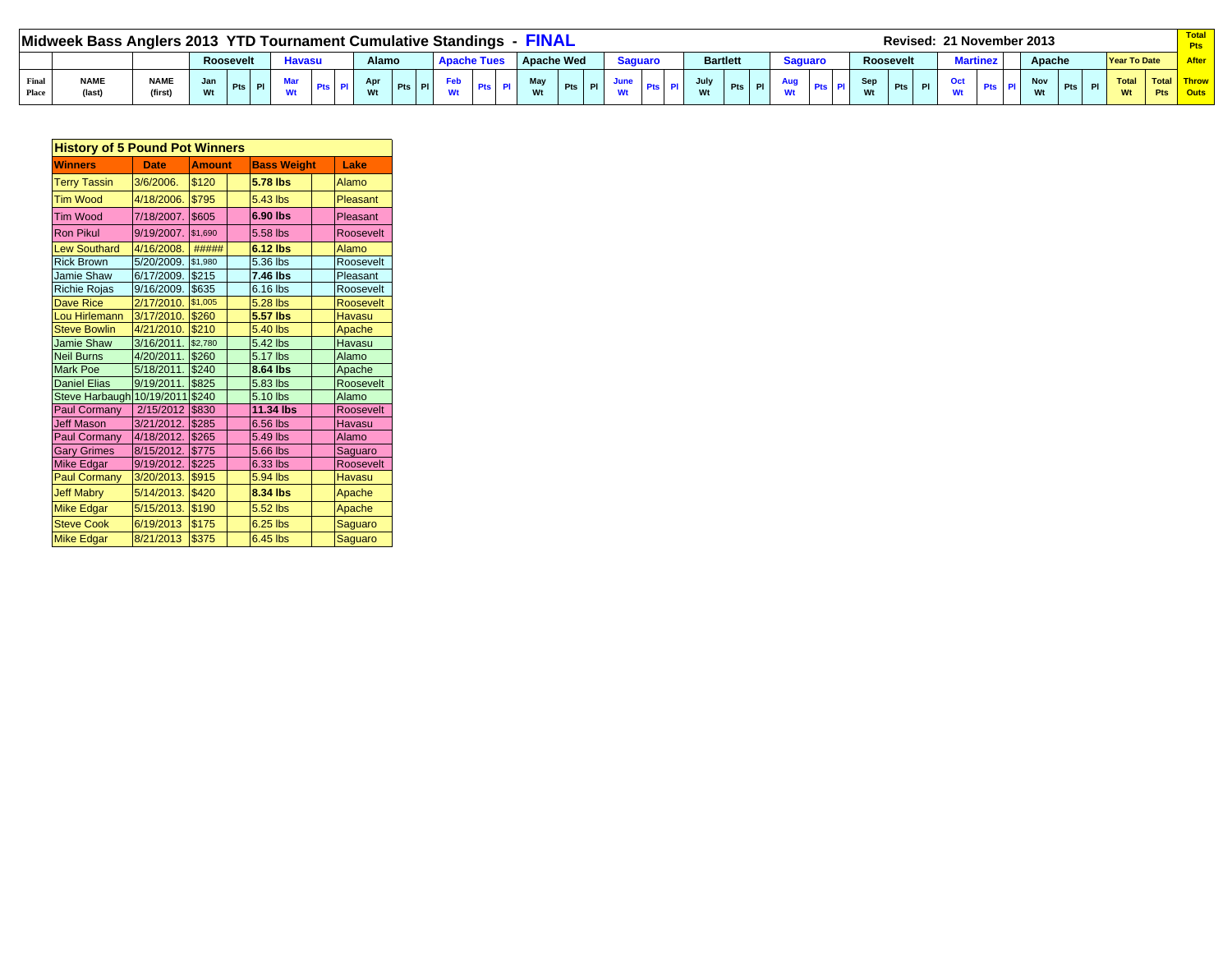| Midweek Bass Anglers 2013 YTD Tournament Cumulative Standings - FINAL | | | | | | | | | | | | | | | | | | | | | | | | | | | | | | | | | | | | | | Revised: 21 November 2013 | | | Total Pts |
|---|---|---|---|---|---|---|---|---|---|---|---|---|---|---|---|---|---|---|---|---|---|---|---|---|---|---|---|---|---|---|---|---|---|---|---|---|---|---|---|
| | | | Roosevelt | | | Havasu | | | Alamo | | | Apache Tues | | | Apache Wed | | | Saguaro | | | Bartlett | | | Saguaro | | | Roosevelt | | | Martinez | | | Apache | | | Year To Date | | After |
| Final Place | NAME (last) | NAME (first) | Jan Wt | Pts | Pl | Mar Wt | Pts | Pl | Apr Wt | Pts | Pl | Feb Wt | Pts | Pl | May Wt | Pts | Pl | June Wt | Pts | Pl | July Wt | Pts | Pl | Aug Wt | Pts | Pl | Sep Wt | Pts | Pl | Oct Wt | Pts | Pl | Nov Wt | Pts | Pl | Total Wt | Total Pts | Throw Outs |

| History of 5 Pound Pot Winners | | | | |
|---|---|---|---|---|
| **Winners** | **Date** | **Amount** | **Bass Weight** | **Lake** |
| Terry Tassin | 3/6/2006. | $120 | **5.78 lbs** | Alamo |
| Tim Wood | 4/18/2006. | $795 | 5.43 lbs | Pleasant |
| Tim Wood | 7/18/2007. | $605 | **6.90 lbs** | Pleasant |
| Ron Pikul | 9/19/2007. | $1,690 | 5.58 lbs | Roosevelt |
| Lew Southard | 4/16/2008. | ##### | **6.12 lbs** | Alamo |
| Rick Brown | 5/20/2009. | $1,980 | 5.36 lbs | Roosevelt |
| Jamie Shaw | 6/17/2009. | $215 | **7.46 lbs** | Pleasant |
| Richie Rojas | 9/16/2009. | $635 | 6.16 lbs | Roosevelt |
| Dave Rice | 2/17/2010. | $1,005 | 5.28 lbs | Roosevelt |
| Lou Hirlemann | 3/17/2010. | $260 | **5.57 lbs** | Havasu |
| Steve Bowlin | 4/21/2010. | $210 | 5.40 lbs | Apache |
| Jamie Shaw | 3/16/2011. | $2,780 | 5.42 lbs | Havasu |
| Neil Burns | 4/20/2011. | $260 | 5.17 lbs | Alamo |
| Mark Poe | 5/18/2011. | $240 | **8.64 lbs** | Apache |
| Daniel Elias | 9/19/2011. | $825 | 5.83 lbs | Roosevelt |
| Steve Harbaugh | 10/19/2011 | $240 | 5.10 lbs | Alamo |
| Paul Cormany | 2/15/2012 | $830 | **11.34 lbs** | Roosevelt |
| Jeff Mason | 3/21/2012. | $285 | 6.56 lbs | Havasu |
| Paul Cormany | 4/18/2012. | $265 | 5.49 lbs | Alamo |
| Gary Grimes | 8/15/2012. | $775 | 5.66 lbs | Saguaro |
| Mike Edgar | 9/19/2012. | $225 | 6.33 lbs | Roosevelt |
| Paul Cormany | 3/20/2013. | $915 | 5.94 lbs | Havasu |
| Jeff Mabry | 5/14/2013. | $420 | **8.34 lbs** | Apache |
| Mike Edgar | 5/15/2013. | $190 | 5.52 lbs | Apache |
| Steve Cook | 6/19/2013 | $175 | 6.25 lbs | Saguaro |
| Mike Edgar | 8/21/2013 | $375 | 6.45 lbs | Saguaro |